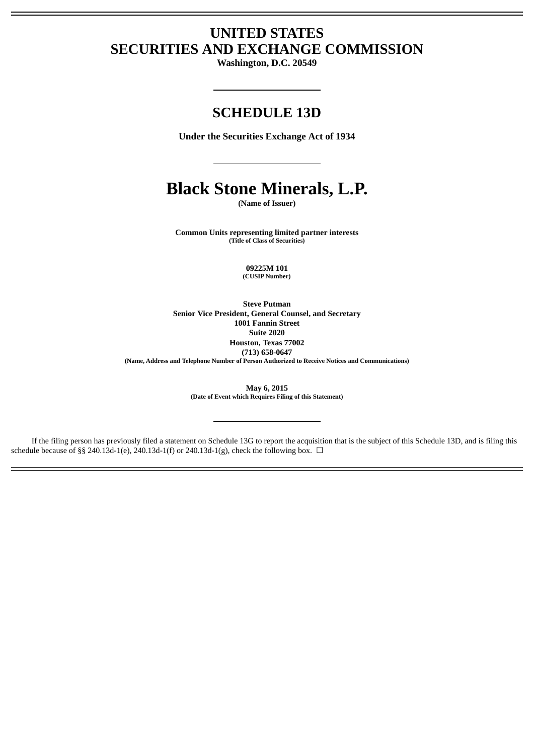# UNITED STATES
# SECURITIES AND EXCHANGE COMMISSION

**Washington, D.C. 20549**

## SCHEDULE 13D

**Under the Securities Exchange Act of 1934**

# Black Stone Minerals, L.P.

**(Name of Issuer)**

**Common Units representing limited partner interests**
**(Title of Class of Securities)**

**09225M 101**
**(CUSIP Number)**

**Steve Putman**
**Senior Vice President, General Counsel, and Secretary**
**1001 Fannin Street**
**Suite 2020**
**Houston, Texas 77002**
**(713) 658-0647**
**(Name, Address and Telephone Number of Person Authorized to Receive Notices and Communications)**

**May 6, 2015**
**(Date of Event which Requires Filing of this Statement)**

If the filing person has previously filed a statement on Schedule 13G to report the acquisition that is the subject of this Schedule 13D, and is filing this schedule because of §§ 240.13d-1(e), 240.13d-1(f) or 240.13d-1(g), check the following box. ☐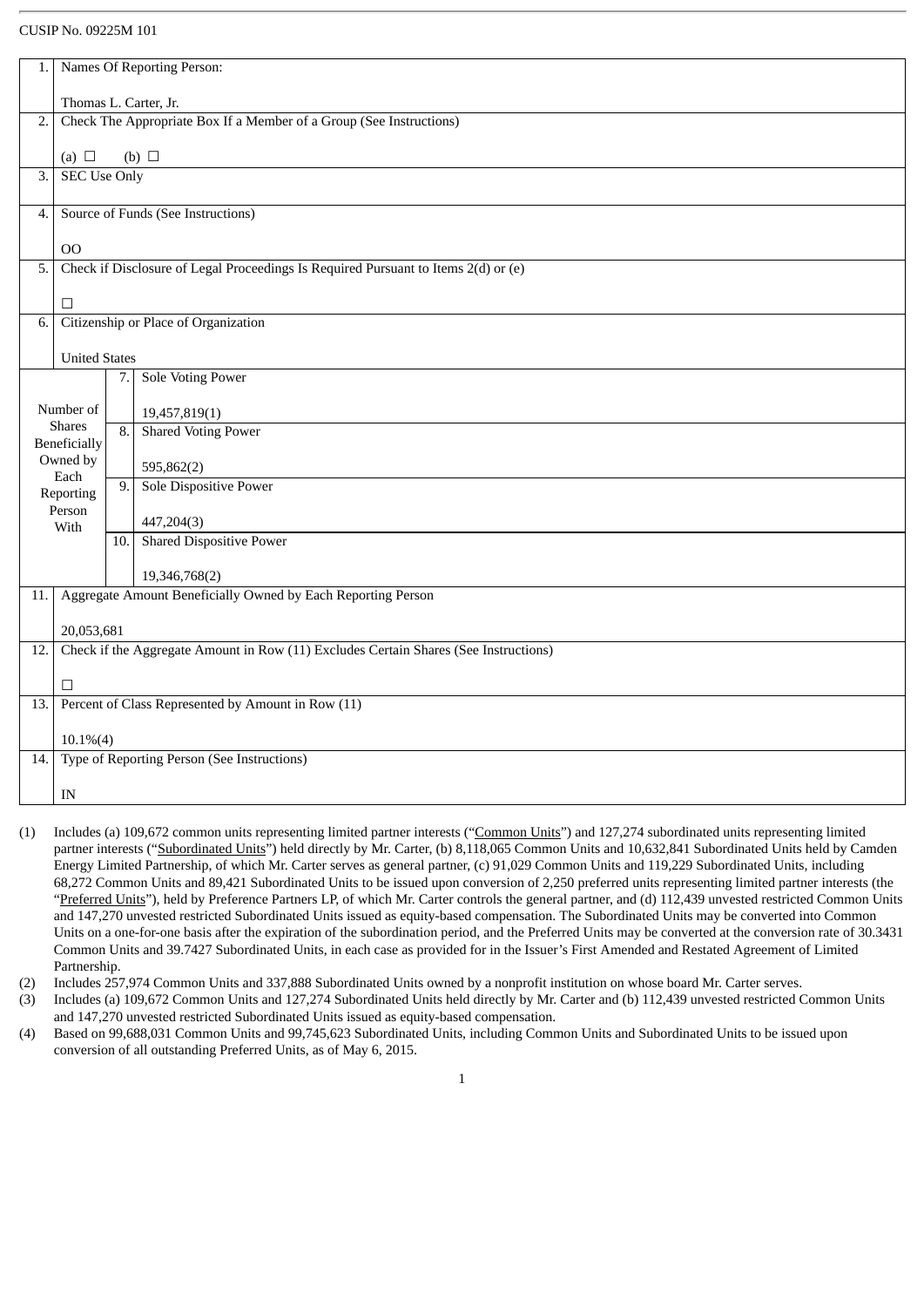CUSIP No. 09225M 101

| | | | |
|---|---|---|---|
| 1. | Names Of Reporting Person:<br><br>Thomas L. Carter, Jr. | | |
| 2. | Check The Appropriate Box If a Member of a Group (See Instructions)<br><br>(a) ☐ (b) ☐ | | |
| 3. | SEC Use Only | | |
| 4. | Source of Funds (See Instructions)<br><br>OO | | |
| 5. | Check if Disclosure of Legal Proceedings Is Required Pursuant to Items 2(d) or (e)<br><br>☐ | | |
| 6. | Citizenship or Place of Organization<br><br>United States | | |
| Number of Shares Beneficially Owned by Each Reporting Person With | | 7. | Sole Voting Power<br><br>19,457,819(1) |
| | | 8. | Shared Voting Power<br><br>595,862(2) |
| | | 9. | Sole Dispositive Power<br><br>447,204(3) |
| | | 10. | Shared Dispositive Power<br><br>19,346,768(2) |
| 11. | Aggregate Amount Beneficially Owned by Each Reporting Person<br><br>20,053,681 | | |
| 12. | Check if the Aggregate Amount in Row (11) Excludes Certain Shares (See Instructions)<br><br>☐ | | |
| 13. | Percent of Class Represented by Amount in Row (11)<br><br>10.1%(4) | | |
| 14. | Type of Reporting Person (See Instructions)<br><br>IN | | |

(1) Includes (a) 109,672 common units representing limited partner interests ("Common Units") and 127,274 subordinated units representing limited partner interests ("Subordinated Units") held directly by Mr. Carter, (b) 8,118,065 Common Units and 10,632,841 Subordinated Units held by Camden Energy Limited Partnership, of which Mr. Carter serves as general partner, (c) 91,029 Common Units and 119,229 Subordinated Units, including 68,272 Common Units and 89,421 Subordinated Units to be issued upon conversion of 2,250 preferred units representing limited partner interests (the "Preferred Units"), held by Preference Partners LP, of which Mr. Carter controls the general partner, and (d) 112,439 unvested restricted Common Units and 147,270 unvested restricted Subordinated Units issued as equity-based compensation. The Subordinated Units may be converted into Common Units on a one-for-one basis after the expiration of the subordination period, and the Preferred Units may be converted at the conversion rate of 30.3431 Common Units and 39.7427 Subordinated Units, in each case as provided for in the Issuer's First Amended and Restated Agreement of Limited Partnership.

(2) Includes 257,974 Common Units and 337,888 Subordinated Units owned by a nonprofit institution on whose board Mr. Carter serves.

(3) Includes (a) 109,672 Common Units and 127,274 Subordinated Units held directly by Mr. Carter and (b) 112,439 unvested restricted Common Units and 147,270 unvested restricted Subordinated Units issued as equity-based compensation.

(4) Based on 99,688,031 Common Units and 99,745,623 Subordinated Units, including Common Units and Subordinated Units to be issued upon conversion of all outstanding Preferred Units, as of May 6, 2015.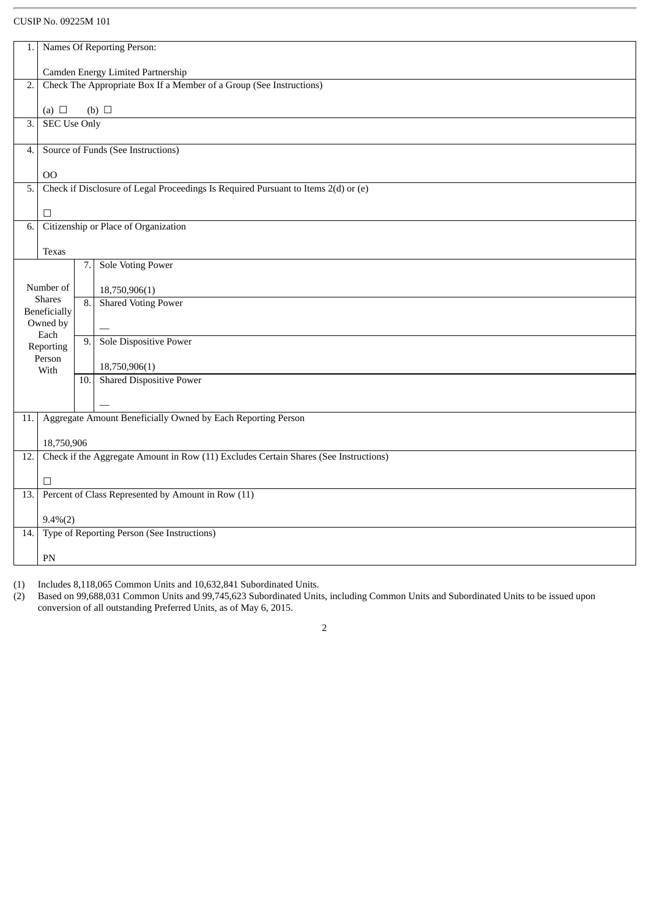CUSIP No. 09225M 101

| | | | |
|---|---|---|---|
| 1. | Names Of Reporting Person:<br><br>Camden Energy Limited Partnership | | |
| 2. | Check The Appropriate Box If a Member of a Group (See Instructions)<br><br>(a) ☐ (b) ☐ | | |
| 3. | SEC Use Only | | |
| 4. | Source of Funds (See Instructions)<br><br>OO | | |
| 5. | Check if Disclosure of Legal Proceedings Is Required Pursuant to Items 2(d) or (e)<br><br>☐ | | |
| 6. | Citizenship or Place of Organization<br><br>Texas | | |
| Number of Shares Beneficially Owned by Each Reporting Person With | | 7. | Sole Voting Power<br><br>18,750,906(1) |
| | | 8. | Shared Voting Power<br><br>— |
| | | 9. | Sole Dispositive Power<br><br>18,750,906(1) |
| | | 10. | Shared Dispositive Power<br><br>— |
| 11. | Aggregate Amount Beneficially Owned by Each Reporting Person<br><br>18,750,906 | | |
| 12. | Check if the Aggregate Amount in Row (11) Excludes Certain Shares (See Instructions)<br><br>☐ | | |
| 13. | Percent of Class Represented by Amount in Row (11)<br><br>9.4%(2) | | |
| 14. | Type of Reporting Person (See Instructions)<br><br>PN | | |

(1) Includes 8,118,065 Common Units and 10,632,841 Subordinated Units.

(2) Based on 99,688,031 Common Units and 99,745,623 Subordinated Units, including Common Units and Subordinated Units to be issued upon conversion of all outstanding Preferred Units, as of May 6, 2015.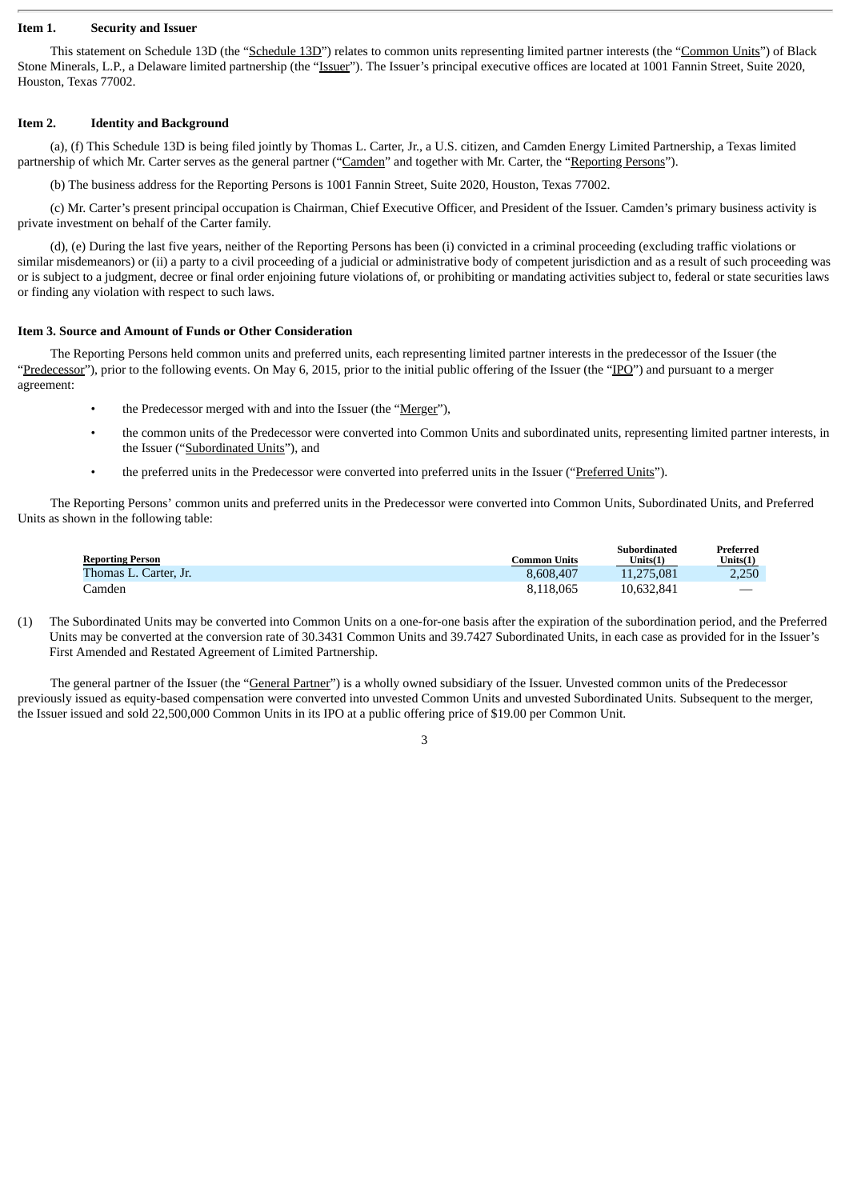**Item 1. Security and Issuer**

This statement on Schedule 13D (the "Schedule 13D") relates to common units representing limited partner interests (the "Common Units") of Black Stone Minerals, L.P., a Delaware limited partnership (the "Issuer"). The Issuer's principal executive offices are located at 1001 Fannin Street, Suite 2020, Houston, Texas 77002.

**Item 2. Identity and Background**

(a), (f) This Schedule 13D is being filed jointly by Thomas L. Carter, Jr., a U.S. citizen, and Camden Energy Limited Partnership, a Texas limited partnership of which Mr. Carter serves as the general partner ("Camden" and together with Mr. Carter, the "Reporting Persons").

(b) The business address for the Reporting Persons is 1001 Fannin Street, Suite 2020, Houston, Texas 77002.

(c) Mr. Carter's present principal occupation is Chairman, Chief Executive Officer, and President of the Issuer. Camden's primary business activity is private investment on behalf of the Carter family.

(d), (e) During the last five years, neither of the Reporting Persons has been (i) convicted in a criminal proceeding (excluding traffic violations or similar misdemeanors) or (ii) a party to a civil proceeding of a judicial or administrative body of competent jurisdiction and as a result of such proceeding was or is subject to a judgment, decree or final order enjoining future violations of, or prohibiting or mandating activities subject to, federal or state securities laws or finding any violation with respect to such laws.

**Item 3. Source and Amount of Funds or Other Consideration**

The Reporting Persons held common units and preferred units, each representing limited partner interests in the predecessor of the Issuer (the "Predecessor"), prior to the following events. On May 6, 2015, prior to the initial public offering of the Issuer (the "IPO") and pursuant to a merger agreement:

- the Predecessor merged with and into the Issuer (the "Merger"),
- the common units of the Predecessor were converted into Common Units and subordinated units, representing limited partner interests, in the Issuer ("Subordinated Units"), and
- the preferred units in the Predecessor were converted into preferred units in the Issuer ("Preferred Units").

The Reporting Persons' common units and preferred units in the Predecessor were converted into Common Units, Subordinated Units, and Preferred Units as shown in the following table:

| Reporting Person | Common Units | Subordinated Units(1) | Preferred Units(1) |
|---|---|---|---|
| Thomas L. Carter, Jr. | 8,608,407 | 11,275,081 | 2,250 |
| Camden | 8,118,065 | 10,632,841 | — |

(1) The Subordinated Units may be converted into Common Units on a one-for-one basis after the expiration of the subordination period, and the Preferred Units may be converted at the conversion rate of 30.3431 Common Units and 39.7427 Subordinated Units, in each case as provided for in the Issuer's First Amended and Restated Agreement of Limited Partnership.

The general partner of the Issuer (the "General Partner") is a wholly owned subsidiary of the Issuer. Unvested common units of the Predecessor previously issued as equity-based compensation were converted into unvested Common Units and unvested Subordinated Units. Subsequent to the merger, the Issuer issued and sold 22,500,000 Common Units in its IPO at a public offering price of $19.00 per Common Unit.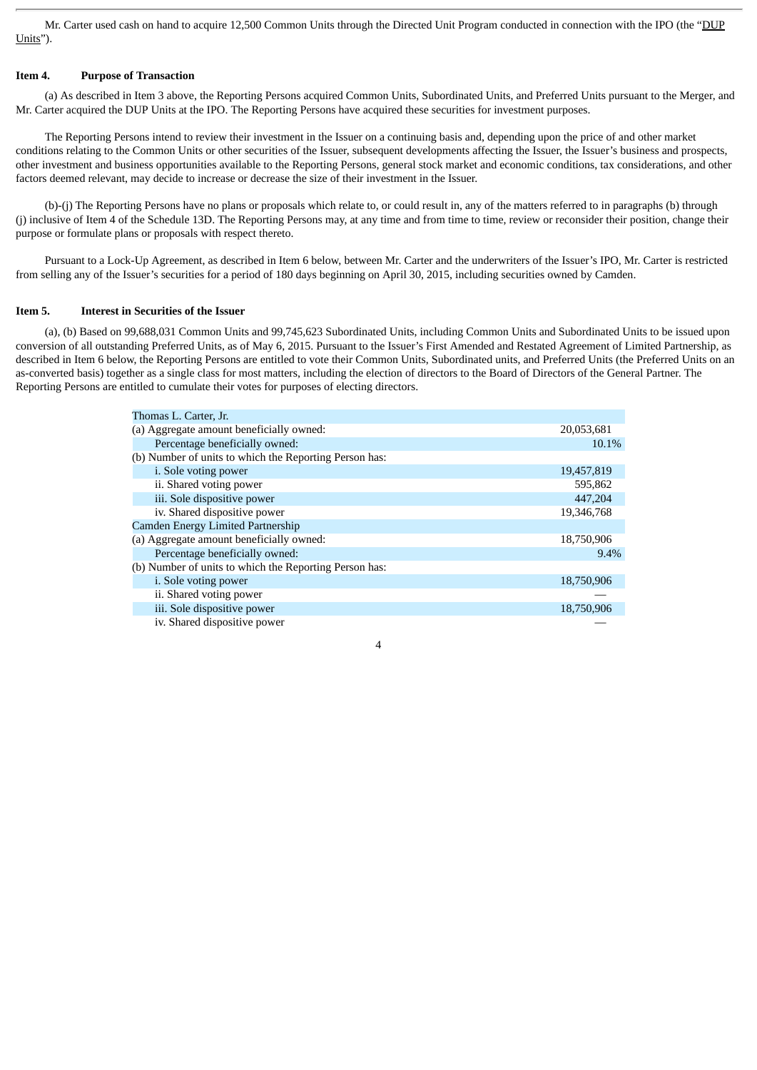Mr. Carter used cash on hand to acquire 12,500 Common Units through the Directed Unit Program conducted in connection with the IPO (the "DUP Units").

**Item 4. Purpose of Transaction**

(a) As described in Item 3 above, the Reporting Persons acquired Common Units, Subordinated Units, and Preferred Units pursuant to the Merger, and Mr. Carter acquired the DUP Units at the IPO. The Reporting Persons have acquired these securities for investment purposes.

The Reporting Persons intend to review their investment in the Issuer on a continuing basis and, depending upon the price of and other market conditions relating to the Common Units or other securities of the Issuer, subsequent developments affecting the Issuer, the Issuer's business and prospects, other investment and business opportunities available to the Reporting Persons, general stock market and economic conditions, tax considerations, and other factors deemed relevant, may decide to increase or decrease the size of their investment in the Issuer.

(b)-(j) The Reporting Persons have no plans or proposals which relate to, or could result in, any of the matters referred to in paragraphs (b) through (j) inclusive of Item 4 of the Schedule 13D. The Reporting Persons may, at any time and from time to time, review or reconsider their position, change their purpose or formulate plans or proposals with respect thereto.

Pursuant to a Lock-Up Agreement, as described in Item 6 below, between Mr. Carter and the underwriters of the Issuer's IPO, Mr. Carter is restricted from selling any of the Issuer's securities for a period of 180 days beginning on April 30, 2015, including securities owned by Camden.

**Item 5. Interest in Securities of the Issuer**

(a), (b) Based on 99,688,031 Common Units and 99,745,623 Subordinated Units, including Common Units and Subordinated Units to be issued upon conversion of all outstanding Preferred Units, as of May 6, 2015. Pursuant to the Issuer's First Amended and Restated Agreement of Limited Partnership, as described in Item 6 below, the Reporting Persons are entitled to vote their Common Units, Subordinated units, and Preferred Units (the Preferred Units on an as-converted basis) together as a single class for most matters, including the election of directors to the Board of Directors of the General Partner. The Reporting Persons are entitled to cumulate their votes for purposes of electing directors.

| | |
|---|---|
| Thomas L. Carter, Jr. | |
| (a) Aggregate amount beneficially owned: | 20,053,681 |
| Percentage beneficially owned: | 10.1% |
| (b) Number of units to which the Reporting Person has: | |
| i. Sole voting power | 19,457,819 |
| ii. Shared voting power | 595,862 |
| iii. Sole dispositive power | 447,204 |
| iv. Shared dispositive power | 19,346,768 |
| Camden Energy Limited Partnership | |
| (a) Aggregate amount beneficially owned: | 18,750,906 |
| Percentage beneficially owned: | 9.4% |
| (b) Number of units to which the Reporting Person has: | |
| i. Sole voting power | 18,750,906 |
| ii. Shared voting power | — |
| iii. Sole dispositive power | 18,750,906 |
| iv. Shared dispositive power | — |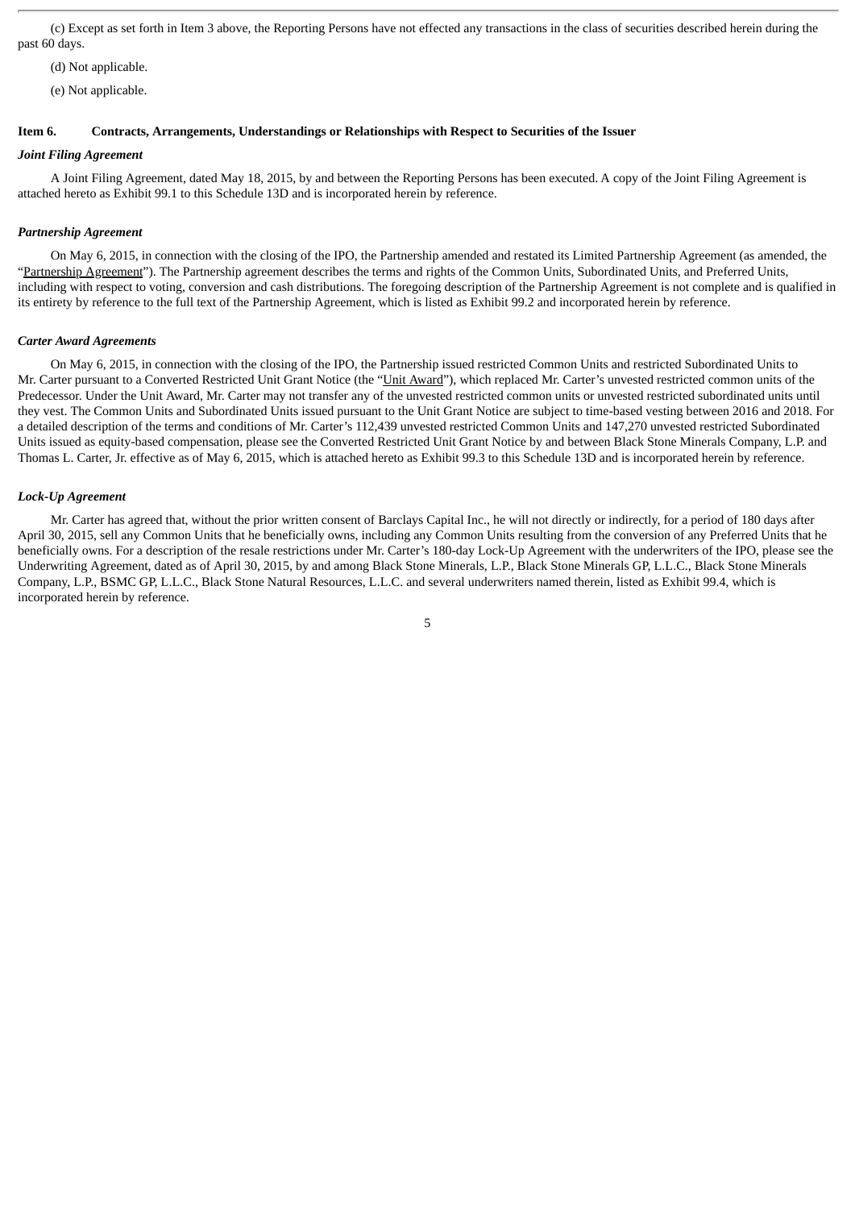(c) Except as set forth in Item 3 above, the Reporting Persons have not effected any transactions in the class of securities described herein during the past 60 days.

(d) Not applicable.

(e) Not applicable.

**Item 6. Contracts, Arrangements, Understandings or Relationships with Respect to Securities of the Issuer**

***Joint Filing Agreement***

A Joint Filing Agreement, dated May 18, 2015, by and between the Reporting Persons has been executed. A copy of the Joint Filing Agreement is attached hereto as Exhibit 99.1 to this Schedule 13D and is incorporated herein by reference.

***Partnership Agreement***

On May 6, 2015, in connection with the closing of the IPO, the Partnership amended and restated its Limited Partnership Agreement (as amended, the "Partnership Agreement"). The Partnership agreement describes the terms and rights of the Common Units, Subordinated Units, and Preferred Units, including with respect to voting, conversion and cash distributions. The foregoing description of the Partnership Agreement is not complete and is qualified in its entirety by reference to the full text of the Partnership Agreement, which is listed as Exhibit 99.2 and incorporated herein by reference.

***Carter Award Agreements***

On May 6, 2015, in connection with the closing of the IPO, the Partnership issued restricted Common Units and restricted Subordinated Units to Mr. Carter pursuant to a Converted Restricted Unit Grant Notice (the "Unit Award"), which replaced Mr. Carter's unvested restricted common units of the Predecessor. Under the Unit Award, Mr. Carter may not transfer any of the unvested restricted common units or unvested restricted subordinated units until they vest. The Common Units and Subordinated Units issued pursuant to the Unit Grant Notice are subject to time-based vesting between 2016 and 2018. For a detailed description of the terms and conditions of Mr. Carter's 112,439 unvested restricted Common Units and 147,270 unvested restricted Subordinated Units issued as equity-based compensation, please see the Converted Restricted Unit Grant Notice by and between Black Stone Minerals Company, L.P. and Thomas L. Carter, Jr. effective as of May 6, 2015, which is attached hereto as Exhibit 99.3 to this Schedule 13D and is incorporated herein by reference.

***Lock-Up Agreement***

Mr. Carter has agreed that, without the prior written consent of Barclays Capital Inc., he will not directly or indirectly, for a period of 180 days after April 30, 2015, sell any Common Units that he beneficially owns, including any Common Units resulting from the conversion of any Preferred Units that he beneficially owns. For a description of the resale restrictions under Mr. Carter's 180-day Lock-Up Agreement with the underwriters of the IPO, please see the Underwriting Agreement, dated as of April 30, 2015, by and among Black Stone Minerals, L.P., Black Stone Minerals GP, L.L.C., Black Stone Minerals Company, L.P., BSMC GP, L.L.C., Black Stone Natural Resources, L.L.C. and several underwriters named therein, listed as Exhibit 99.4, which is incorporated herein by reference.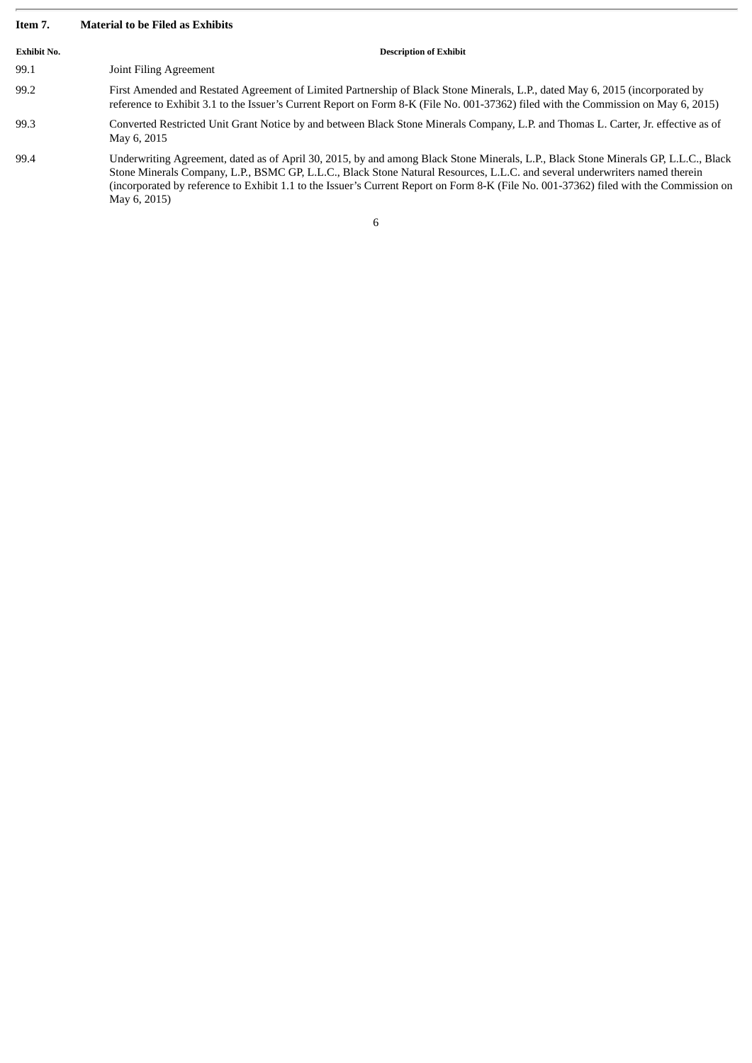## Item 7. Material to be Filed as Exhibits

| Exhibit No. | Description of Exhibit |
|---|---|
| 99.1 | Joint Filing Agreement |
| 99.2 | First Amended and Restated Agreement of Limited Partnership of Black Stone Minerals, L.P., dated May 6, 2015 (incorporated by reference to Exhibit 3.1 to the Issuer's Current Report on Form 8-K (File No. 001-37362) filed with the Commission on May 6, 2015) |
| 99.3 | Converted Restricted Unit Grant Notice by and between Black Stone Minerals Company, L.P. and Thomas L. Carter, Jr. effective as of May 6, 2015 |
| 99.4 | Underwriting Agreement, dated as of April 30, 2015, by and among Black Stone Minerals, L.P., Black Stone Minerals GP, L.L.C., Black Stone Minerals Company, L.P., BSMC GP, L.L.C., Black Stone Natural Resources, L.L.C. and several underwriters named therein (incorporated by reference to Exhibit 1.1 to the Issuer's Current Report on Form 8-K (File No. 001-37362) filed with the Commission on May 6, 2015) |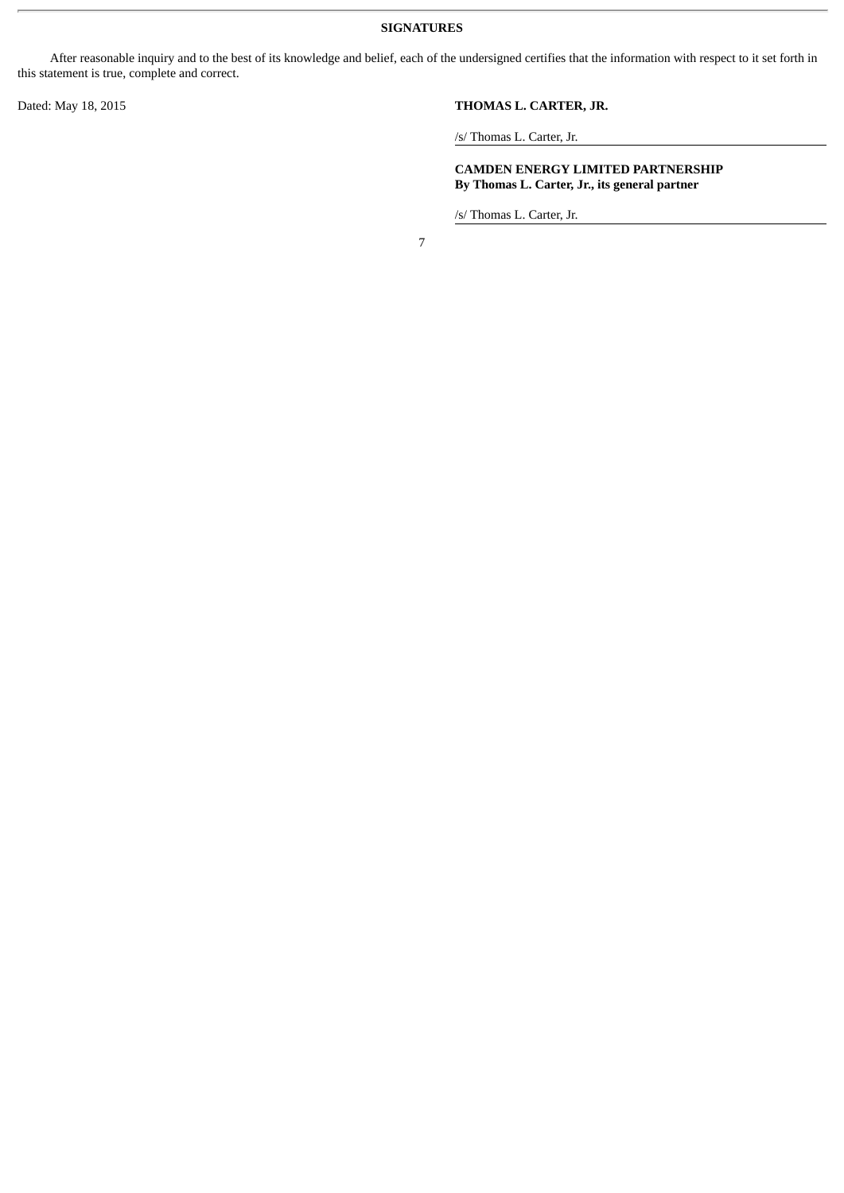**SIGNATURES**

After reasonable inquiry and to the best of its knowledge and belief, each of the undersigned certifies that the information with respect to it set forth in this statement is true, complete and correct.

Dated: May 18, 2015

**THOMAS L. CARTER, JR.**

/s/ Thomas L. Carter, Jr.

**CAMDEN ENERGY LIMITED PARTNERSHIP**
**By Thomas L. Carter, Jr., its general partner**

/s/ Thomas L. Carter, Jr.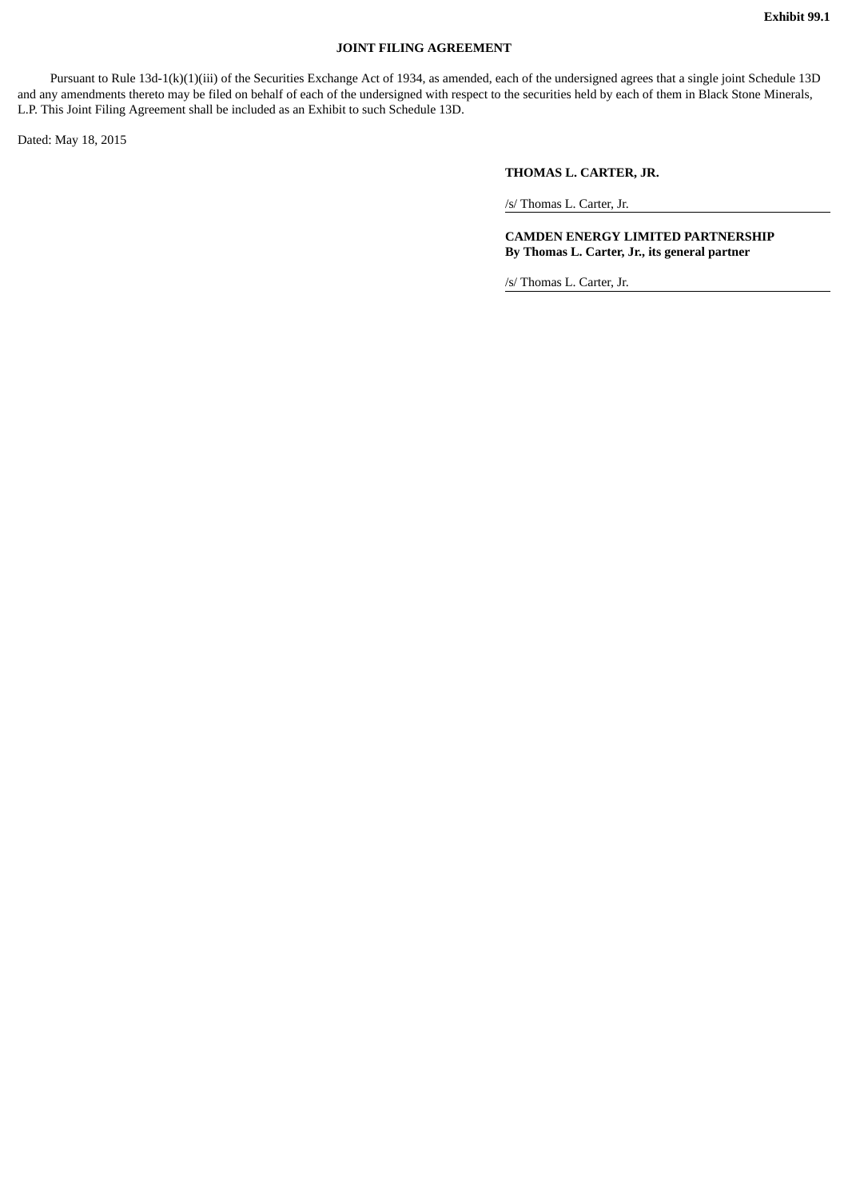**Exhibit 99.1**

**JOINT FILING AGREEMENT**

Pursuant to Rule 13d-1(k)(1)(iii) of the Securities Exchange Act of 1934, as amended, each of the undersigned agrees that a single joint Schedule 13D and any amendments thereto may be filed on behalf of each of the undersigned with respect to the securities held by each of them in Black Stone Minerals, L.P. This Joint Filing Agreement shall be included as an Exhibit to such Schedule 13D.

Dated: May 18, 2015

**THOMAS L. CARTER, JR.**

/s/ Thomas L. Carter, Jr.

**CAMDEN ENERGY LIMITED PARTNERSHIP**
**By Thomas L. Carter, Jr., its general partner**

/s/ Thomas L. Carter, Jr.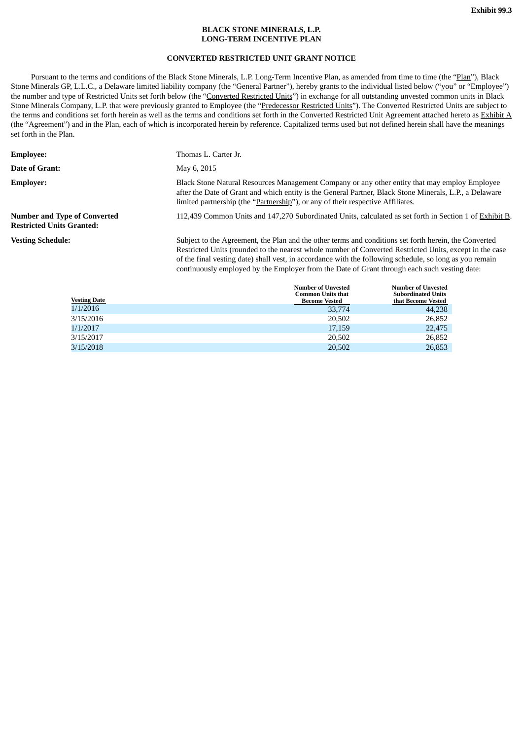Exhibit 99.3

**BLACK STONE MINERALS, L.P.**
**LONG-TERM INCENTIVE PLAN**

**CONVERTED RESTRICTED UNIT GRANT NOTICE**

Pursuant to the terms and conditions of the Black Stone Minerals, L.P. Long-Term Incentive Plan, as amended from time to time (the "Plan"), Black Stone Minerals GP, L.L.C., a Delaware limited liability company (the "General Partner"), hereby grants to the individual listed below ("you" or "Employee") the number and type of Restricted Units set forth below (the "Converted Restricted Units") in exchange for all outstanding unvested common units in Black Stone Minerals Company, L.P. that were previously granted to Employee (the "Predecessor Restricted Units"). The Converted Restricted Units are subject to the terms and conditions set forth herein as well as the terms and conditions set forth in the Converted Restricted Unit Agreement attached hereto as Exhibit A (the "Agreement") and in the Plan, each of which is incorporated herein by reference. Capitalized terms used but not defined herein shall have the meanings set forth in the Plan.

**Employee:** Thomas L. Carter Jr.

**Date of Grant:** May 6, 2015

**Employer:** Black Stone Natural Resources Management Company or any other entity that may employ Employee after the Date of Grant and which entity is the General Partner, Black Stone Minerals, L.P., a Delaware limited partnership (the "Partnership"), or any of their respective Affiliates.

**Number and Type of Converted Restricted Units Granted:** 112,439 Common Units and 147,270 Subordinated Units, calculated as set forth in Section 1 of Exhibit B.

**Vesting Schedule:** Subject to the Agreement, the Plan and the other terms and conditions set forth herein, the Converted Restricted Units (rounded to the nearest whole number of Converted Restricted Units, except in the case of the final vesting date) shall vest, in accordance with the following schedule, so long as you remain continuously employed by the Employer from the Date of Grant through each such vesting date:

| Vesting Date | Number of Unvested Common Units that Become Vested | Number of Unvested Subordinated Units that Become Vested |
|---|---|---|
| 1/1/2016 | 33,774 | 44,238 |
| 3/15/2016 | 20,502 | 26,852 |
| 1/1/2017 | 17,159 | 22,475 |
| 3/15/2017 | 20,502 | 26,852 |
| 3/15/2018 | 20,502 | 26,853 |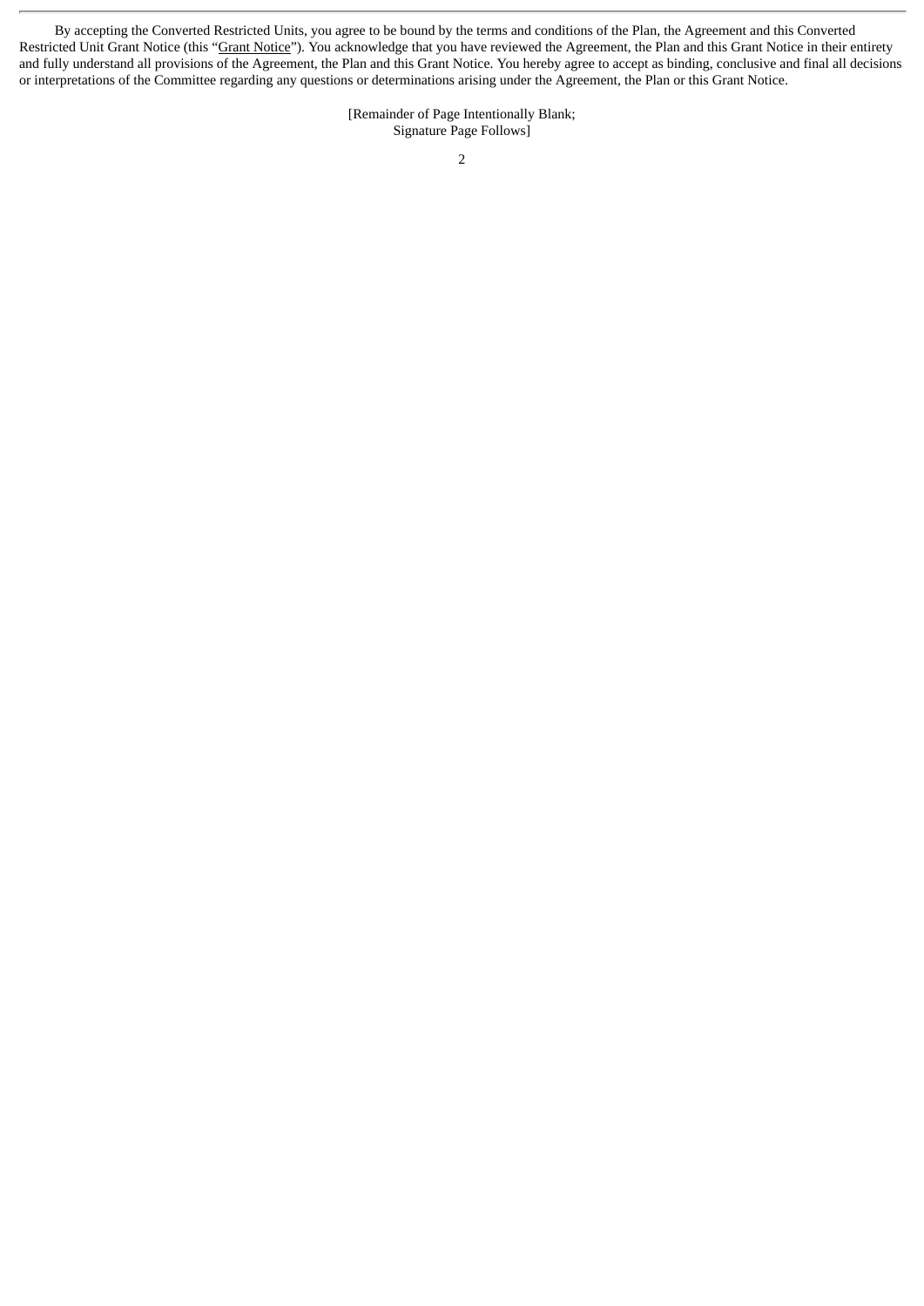By accepting the Converted Restricted Units, you agree to be bound by the terms and conditions of the Plan, the Agreement and this Converted Restricted Unit Grant Notice (this "<u>Grant Notice</u>"). You acknowledge that you have reviewed the Agreement, the Plan and this Grant Notice in their entirety and fully understand all provisions of the Agreement, the Plan and this Grant Notice. You hereby agree to accept as binding, conclusive and final all decisions or interpretations of the Committee regarding any questions or determinations arising under the Agreement, the Plan or this Grant Notice.

[Remainder of Page Intentionally Blank;
Signature Page Follows]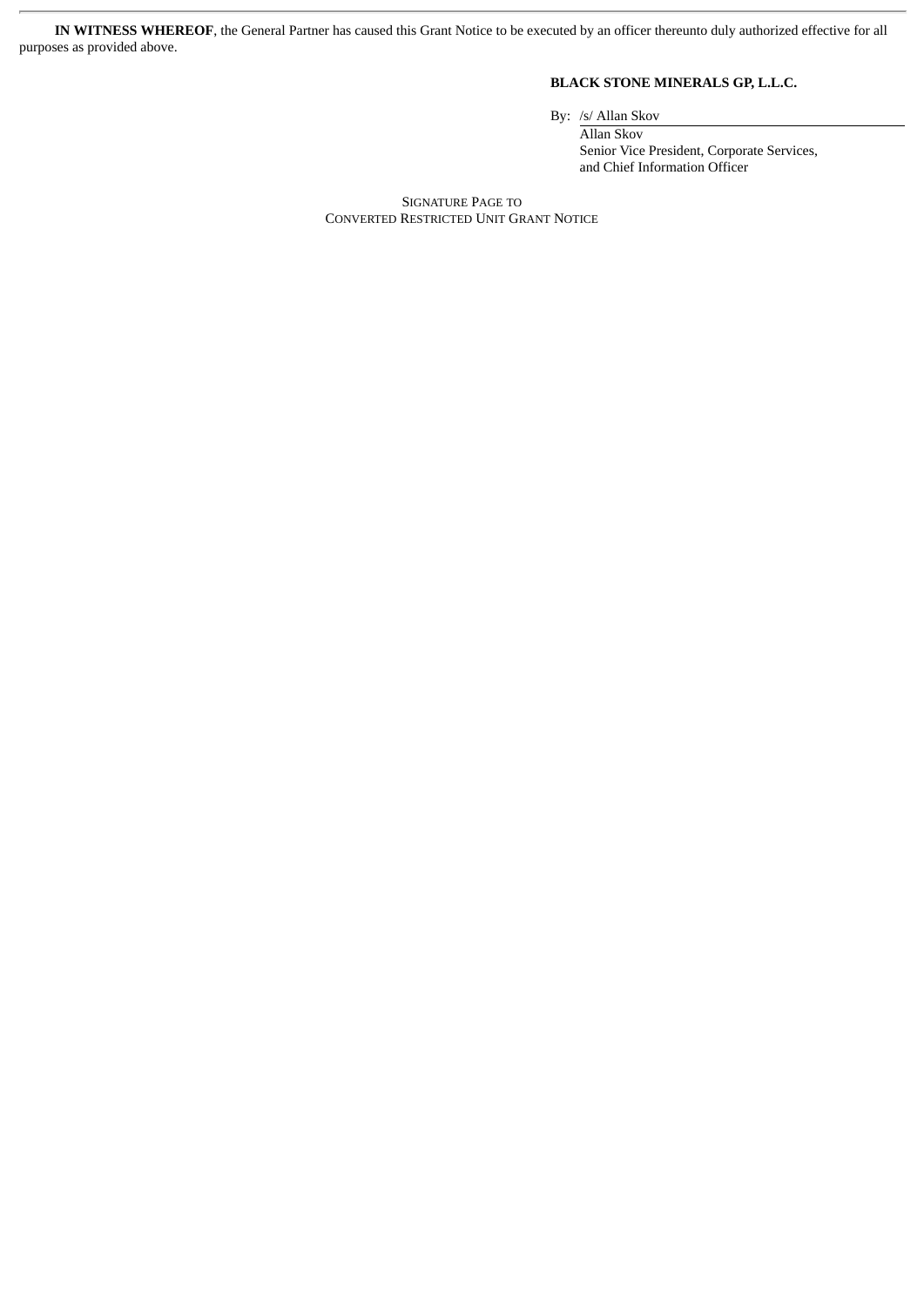**IN WITNESS WHEREOF**, the General Partner has caused this Grant Notice to be executed by an officer thereunto duly authorized effective for all purposes as provided above.

**BLACK STONE MINERALS GP, L.L.C.**

By: /s/ Allan Skov
Allan Skov
Senior Vice President, Corporate Services, and Chief Information Officer

SIGNATURE PAGE TO
CONVERTED RESTRICTED UNIT GRANT NOTICE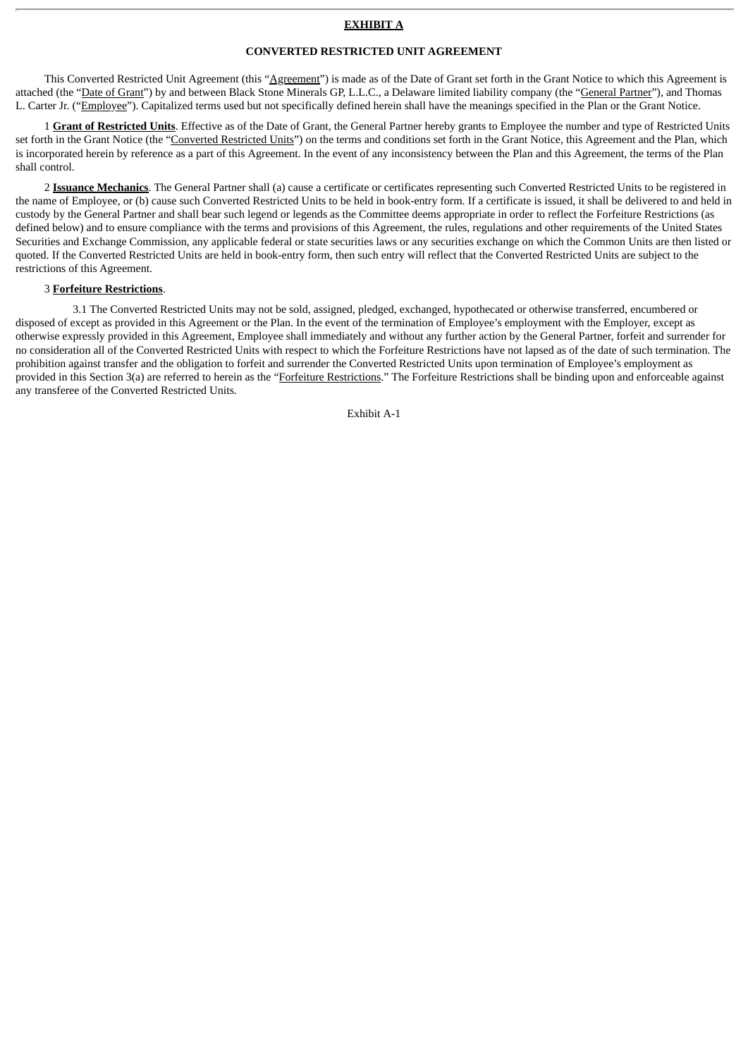**EXHIBIT A**

**CONVERTED RESTRICTED UNIT AGREEMENT**

This Converted Restricted Unit Agreement (this "Agreement") is made as of the Date of Grant set forth in the Grant Notice to which this Agreement is attached (the "Date of Grant") by and between Black Stone Minerals GP, L.L.C., a Delaware limited liability company (the "General Partner"), and Thomas L. Carter Jr. ("Employee"). Capitalized terms used but not specifically defined herein shall have the meanings specified in the Plan or the Grant Notice.

1 **Grant of Restricted Units**. Effective as of the Date of Grant, the General Partner hereby grants to Employee the number and type of Restricted Units set forth in the Grant Notice (the "Converted Restricted Units") on the terms and conditions set forth in the Grant Notice, this Agreement and the Plan, which is incorporated herein by reference as a part of this Agreement. In the event of any inconsistency between the Plan and this Agreement, the terms of the Plan shall control.

2 **Issuance Mechanics**. The General Partner shall (a) cause a certificate or certificates representing such Converted Restricted Units to be registered in the name of Employee, or (b) cause such Converted Restricted Units to be held in book-entry form. If a certificate is issued, it shall be delivered to and held in custody by the General Partner and shall bear such legend or legends as the Committee deems appropriate in order to reflect the Forfeiture Restrictions (as defined below) and to ensure compliance with the terms and provisions of this Agreement, the rules, regulations and other requirements of the United States Securities and Exchange Commission, any applicable federal or state securities laws or any securities exchange on which the Common Units are then listed or quoted. If the Converted Restricted Units are held in book-entry form, then such entry will reflect that the Converted Restricted Units are subject to the restrictions of this Agreement.

3 **Forfeiture Restrictions**.

3.1 The Converted Restricted Units may not be sold, assigned, pledged, exchanged, hypothecated or otherwise transferred, encumbered or disposed of except as provided in this Agreement or the Plan. In the event of the termination of Employee's employment with the Employer, except as otherwise expressly provided in this Agreement, Employee shall immediately and without any further action by the General Partner, forfeit and surrender for no consideration all of the Converted Restricted Units with respect to which the Forfeiture Restrictions have not lapsed as of the date of such termination. The prohibition against transfer and the obligation to forfeit and surrender the Converted Restricted Units upon termination of Employee's employment as provided in this Section 3(a) are referred to herein as the "Forfeiture Restrictions." The Forfeiture Restrictions shall be binding upon and enforceable against any transferee of the Converted Restricted Units.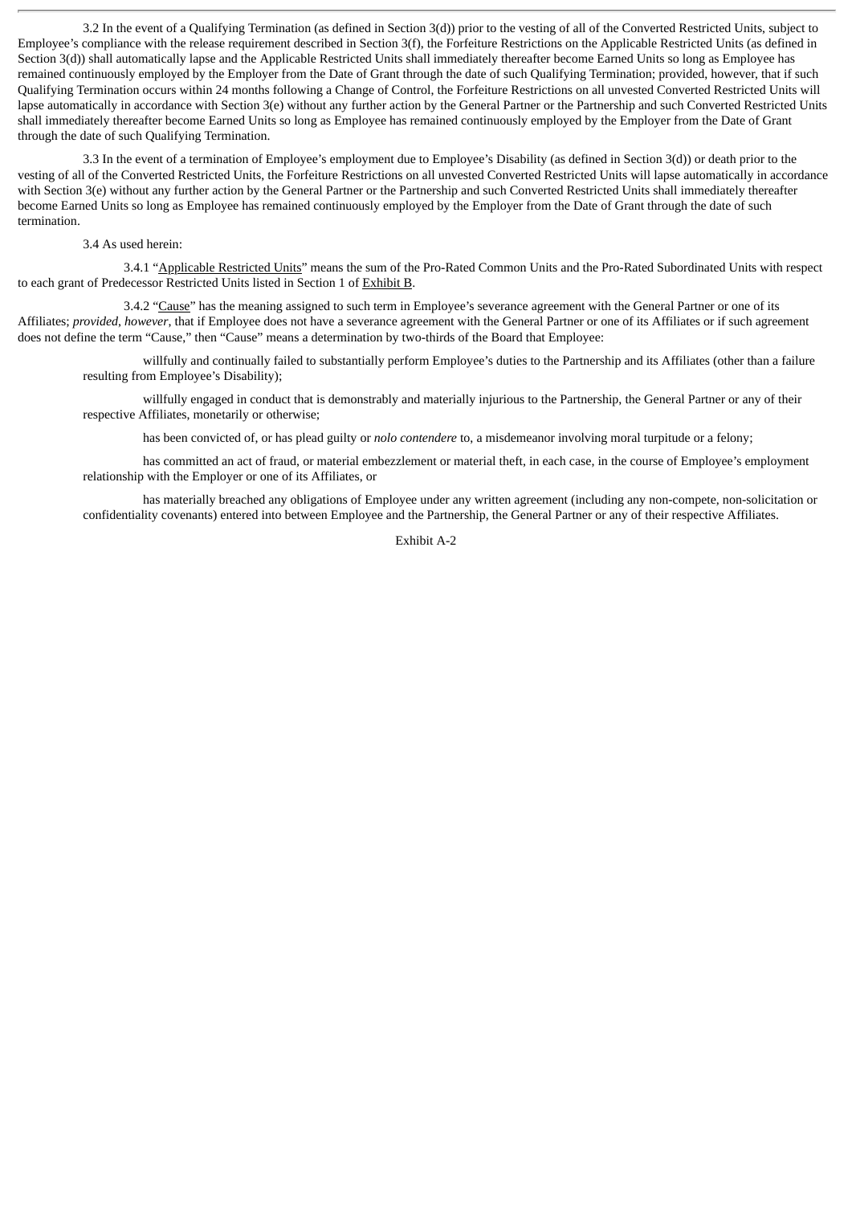3.2 In the event of a Qualifying Termination (as defined in Section 3(d)) prior to the vesting of all of the Converted Restricted Units, subject to Employee's compliance with the release requirement described in Section 3(f), the Forfeiture Restrictions on the Applicable Restricted Units (as defined in Section 3(d)) shall automatically lapse and the Applicable Restricted Units shall immediately thereafter become Earned Units so long as Employee has remained continuously employed by the Employer from the Date of Grant through the date of such Qualifying Termination; provided, however, that if such Qualifying Termination occurs within 24 months following a Change of Control, the Forfeiture Restrictions on all unvested Converted Restricted Units will lapse automatically in accordance with Section 3(e) without any further action by the General Partner or the Partnership and such Converted Restricted Units shall immediately thereafter become Earned Units so long as Employee has remained continuously employed by the Employer from the Date of Grant through the date of such Qualifying Termination.

3.3 In the event of a termination of Employee's employment due to Employee's Disability (as defined in Section 3(d)) or death prior to the vesting of all of the Converted Restricted Units, the Forfeiture Restrictions on all unvested Converted Restricted Units will lapse automatically in accordance with Section 3(e) without any further action by the General Partner or the Partnership and such Converted Restricted Units shall immediately thereafter become Earned Units so long as Employee has remained continuously employed by the Employer from the Date of Grant through the date of such termination.

3.4 As used herein:

3.4.1 "Applicable Restricted Units" means the sum of the Pro-Rated Common Units and the Pro-Rated Subordinated Units with respect to each grant of Predecessor Restricted Units listed in Section 1 of Exhibit B.

3.4.2 "Cause" has the meaning assigned to such term in Employee's severance agreement with the General Partner or one of its Affiliates; *provided, however*, that if Employee does not have a severance agreement with the General Partner or one of its Affiliates or if such agreement does not define the term "Cause," then "Cause" means a determination by two-thirds of the Board that Employee:

willfully and continually failed to substantially perform Employee's duties to the Partnership and its Affiliates (other than a failure resulting from Employee's Disability);

willfully engaged in conduct that is demonstrably and materially injurious to the Partnership, the General Partner or any of their respective Affiliates, monetarily or otherwise;

has been convicted of, or has plead guilty or *nolo contendere* to, a misdemeanor involving moral turpitude or a felony;

has committed an act of fraud, or material embezzlement or material theft, in each case, in the course of Employee's employment relationship with the Employer or one of its Affiliates, or

has materially breached any obligations of Employee under any written agreement (including any non-compete, non-solicitation or confidentiality covenants) entered into between Employee and the Partnership, the General Partner or any of their respective Affiliates.

Exhibit A-2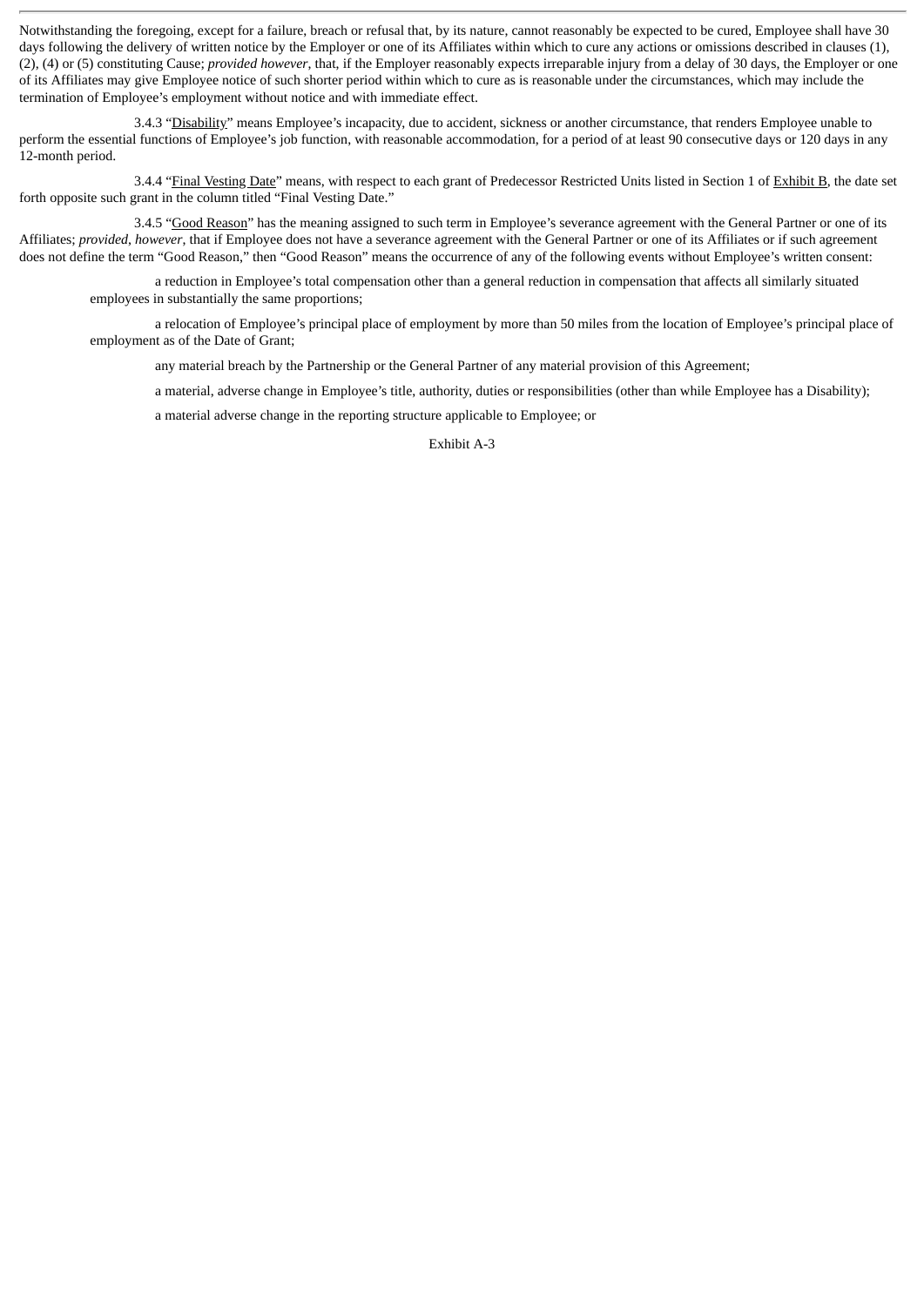Notwithstanding the foregoing, except for a failure, breach or refusal that, by its nature, cannot reasonably be expected to be cured, Employee shall have 30 days following the delivery of written notice by the Employer or one of its Affiliates within which to cure any actions or omissions described in clauses (1), (2), (4) or (5) constituting Cause; *provided however*, that, if the Employer reasonably expects irreparable injury from a delay of 30 days, the Employer or one of its Affiliates may give Employee notice of such shorter period within which to cure as is reasonable under the circumstances, which may include the termination of Employee's employment without notice and with immediate effect.

3.4.3 "Disability" means Employee's incapacity, due to accident, sickness or another circumstance, that renders Employee unable to perform the essential functions of Employee's job function, with reasonable accommodation, for a period of at least 90 consecutive days or 120 days in any 12-month period.

3.4.4 "Final Vesting Date" means, with respect to each grant of Predecessor Restricted Units listed in Section 1 of Exhibit B, the date set forth opposite such grant in the column titled "Final Vesting Date."

3.4.5 "Good Reason" has the meaning assigned to such term in Employee's severance agreement with the General Partner or one of its Affiliates; *provided*, *however*, that if Employee does not have a severance agreement with the General Partner or one of its Affiliates or if such agreement does not define the term "Good Reason," then "Good Reason" means the occurrence of any of the following events without Employee's written consent:

a reduction in Employee's total compensation other than a general reduction in compensation that affects all similarly situated employees in substantially the same proportions;

a relocation of Employee's principal place of employment by more than 50 miles from the location of Employee's principal place of employment as of the Date of Grant;

any material breach by the Partnership or the General Partner of any material provision of this Agreement;

a material, adverse change in Employee's title, authority, duties or responsibilities (other than while Employee has a Disability);

a material adverse change in the reporting structure applicable to Employee; or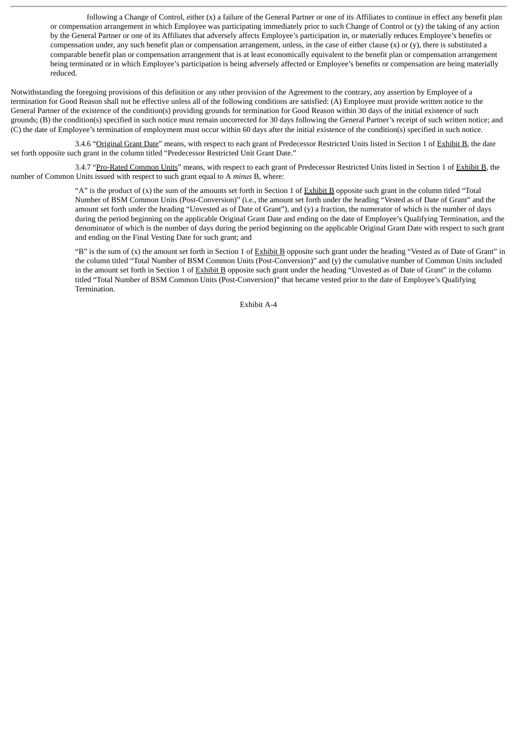following a Change of Control, either (x) a failure of the General Partner or one of its Affiliates to continue in effect any benefit plan or compensation arrangement in which Employee was participating immediately prior to such Change of Control or (y) the taking of any action by the General Partner or one of its Affiliates that adversely affects Employee's participation in, or materially reduces Employee's benefits or compensation under, any such benefit plan or compensation arrangement, unless, in the case of either clause (x) or (y), there is substituted a comparable benefit plan or compensation arrangement that is at least economically equivalent to the benefit plan or compensation arrangement being terminated or in which Employee's participation is being adversely affected or Employee's benefits or compensation are being materially reduced.

Notwithstanding the foregoing provisions of this definition or any other provision of the Agreement to the contrary, any assertion by Employee of a termination for Good Reason shall not be effective unless all of the following conditions are satisfied: (A) Employee must provide written notice to the General Partner of the existence of the condition(s) providing grounds for termination for Good Reason within 30 days of the initial existence of such grounds; (B) the condition(s) specified in such notice must remain uncorrected for 30 days following the General Partner's receipt of such written notice; and (C) the date of Employee's termination of employment must occur within 60 days after the initial existence of the condition(s) specified in such notice.

3.4.6 "Original Grant Date" means, with respect to each grant of Predecessor Restricted Units listed in Section 1 of Exhibit B, the date set forth opposite such grant in the column titled "Predecessor Restricted Unit Grant Date."

3.4.7 "Pro-Rated Common Units" means, with respect to each grant of Predecessor Restricted Units listed in Section 1 of Exhibit B, the number of Common Units issued with respect to such grant equal to A *minus* B, where:

"A" is the product of (x) the sum of the amounts set forth in Section 1 of Exhibit B opposite such grant in the column titled "Total Number of BSM Common Units (Post-Conversion)" (i.e., the amount set forth under the heading "Vested as of Date of Grant" and the amount set forth under the heading "Unvested as of Date of Grant"), and (y) a fraction, the numerator of which is the number of days during the period beginning on the applicable Original Grant Date and ending on the date of Employee's Qualifying Termination, and the denominator of which is the number of days during the period beginning on the applicable Original Grant Date with respect to such grant and ending on the Final Vesting Date for such grant; and

"B" is the sum of (x) the amount set forth in Section 1 of Exhibit B opposite such grant under the heading "Vested as of Date of Grant" in the column titled "Total Number of BSM Common Units (Post-Conversion)" and (y) the cumulative number of Common Units included in the amount set forth in Section 1 of Exhibit B opposite such grant under the heading "Unvested as of Date of Grant" in the column titled "Total Number of BSM Common Units (Post-Conversion)" that became vested prior to the date of Employee's Qualifying Termination.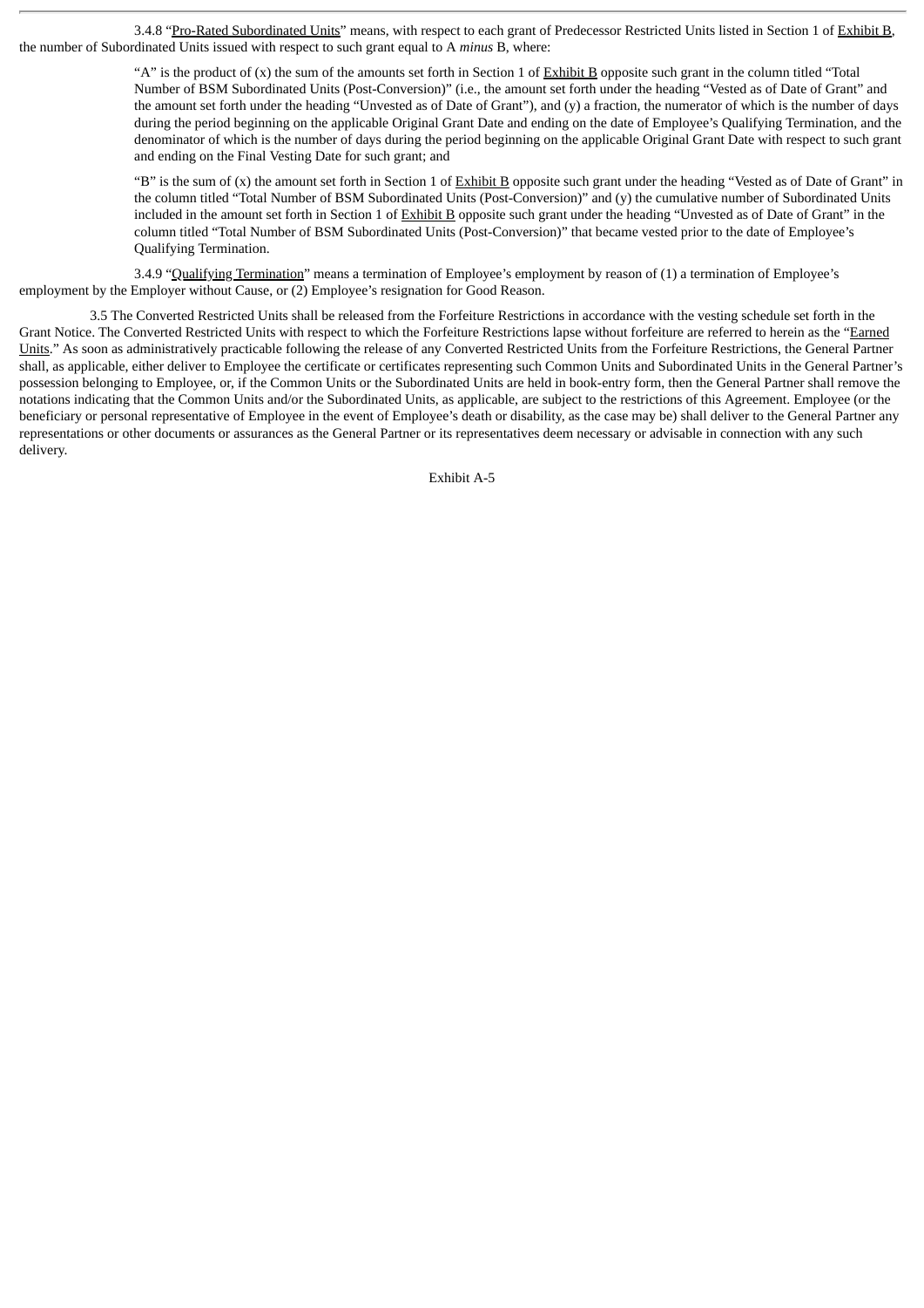3.4.8 "Pro-Rated Subordinated Units" means, with respect to each grant of Predecessor Restricted Units listed in Section 1 of Exhibit B, the number of Subordinated Units issued with respect to such grant equal to A *minus* B, where:

> "A" is the product of (x) the sum of the amounts set forth in Section 1 of Exhibit B opposite such grant in the column titled "Total Number of BSM Subordinated Units (Post-Conversion)" (i.e., the amount set forth under the heading "Vested as of Date of Grant" and the amount set forth under the heading "Unvested as of Date of Grant"), and (y) a fraction, the numerator of which is the number of days during the period beginning on the applicable Original Grant Date and ending on the date of Employee's Qualifying Termination, and the denominator of which is the number of days during the period beginning on the applicable Original Grant Date with respect to such grant and ending on the Final Vesting Date for such grant; and
>
> "B" is the sum of (x) the amount set forth in Section 1 of Exhibit B opposite such grant under the heading "Vested as of Date of Grant" in the column titled "Total Number of BSM Subordinated Units (Post-Conversion)" and (y) the cumulative number of Subordinated Units included in the amount set forth in Section 1 of Exhibit B opposite such grant under the heading "Unvested as of Date of Grant" in the column titled "Total Number of BSM Subordinated Units (Post-Conversion)" that became vested prior to the date of Employee's Qualifying Termination.

3.4.9 "Qualifying Termination" means a termination of Employee's employment by reason of (1) a termination of Employee's employment by the Employer without Cause, or (2) Employee's resignation for Good Reason.

3.5 The Converted Restricted Units shall be released from the Forfeiture Restrictions in accordance with the vesting schedule set forth in the Grant Notice. The Converted Restricted Units with respect to which the Forfeiture Restrictions lapse without forfeiture are referred to herein as the "Earned Units." As soon as administratively practicable following the release of any Converted Restricted Units from the Forfeiture Restrictions, the General Partner shall, as applicable, either deliver to Employee the certificate or certificates representing such Common Units and Subordinated Units in the General Partner's possession belonging to Employee, or, if the Common Units or the Subordinated Units are held in book-entry form, then the General Partner shall remove the notations indicating that the Common Units and/or the Subordinated Units, as applicable, are subject to the restrictions of this Agreement. Employee (or the beneficiary or personal representative of Employee in the event of Employee's death or disability, as the case may be) shall deliver to the General Partner any representations or other documents or assurances as the General Partner or its representatives deem necessary or advisable in connection with any such delivery.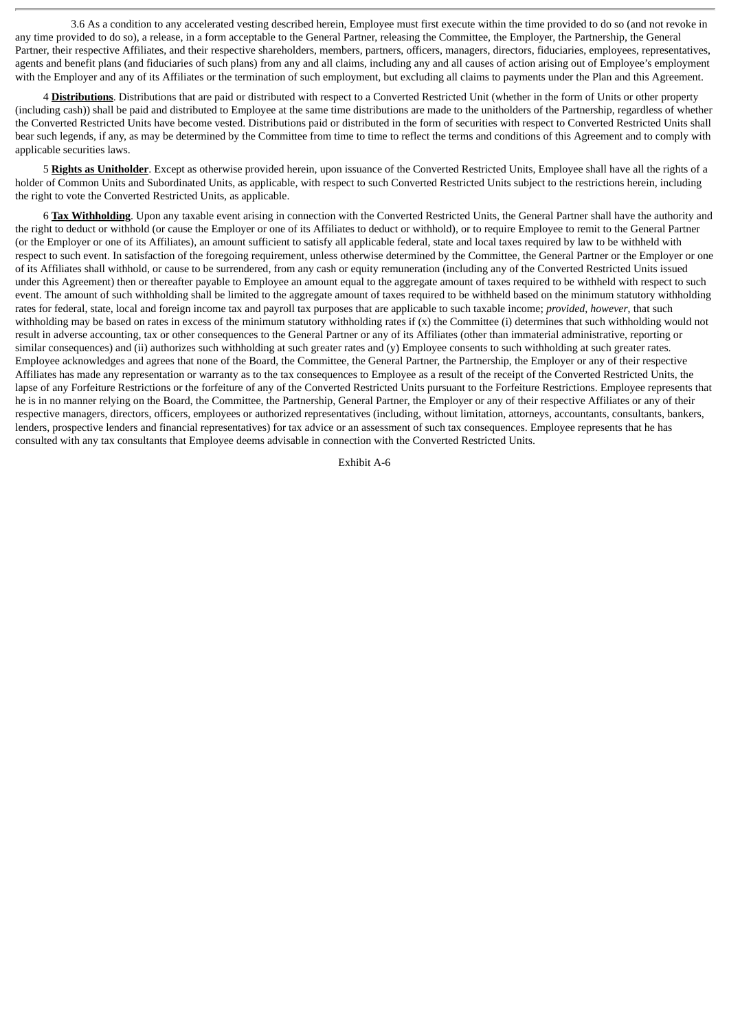3.6 As a condition to any accelerated vesting described herein, Employee must first execute within the time provided to do so (and not revoke in any time provided to do so), a release, in a form acceptable to the General Partner, releasing the Committee, the Employer, the Partnership, the General Partner, their respective Affiliates, and their respective shareholders, members, partners, officers, managers, directors, fiduciaries, employees, representatives, agents and benefit plans (and fiduciaries of such plans) from any and all claims, including any and all causes of action arising out of Employee's employment with the Employer and any of its Affiliates or the termination of such employment, but excluding all claims to payments under the Plan and this Agreement.

4 **Distributions**. Distributions that are paid or distributed with respect to a Converted Restricted Unit (whether in the form of Units or other property (including cash)) shall be paid and distributed to Employee at the same time distributions are made to the unitholders of the Partnership, regardless of whether the Converted Restricted Units have become vested. Distributions paid or distributed in the form of securities with respect to Converted Restricted Units shall bear such legends, if any, as may be determined by the Committee from time to time to reflect the terms and conditions of this Agreement and to comply with applicable securities laws.

5 **Rights as Unitholder**. Except as otherwise provided herein, upon issuance of the Converted Restricted Units, Employee shall have all the rights of a holder of Common Units and Subordinated Units, as applicable, with respect to such Converted Restricted Units subject to the restrictions herein, including the right to vote the Converted Restricted Units, as applicable.

6 **Tax Withholding**. Upon any taxable event arising in connection with the Converted Restricted Units, the General Partner shall have the authority and the right to deduct or withhold (or cause the Employer or one of its Affiliates to deduct or withhold), or to require Employee to remit to the General Partner (or the Employer or one of its Affiliates), an amount sufficient to satisfy all applicable federal, state and local taxes required by law to be withheld with respect to such event. In satisfaction of the foregoing requirement, unless otherwise determined by the Committee, the General Partner or the Employer or one of its Affiliates shall withhold, or cause to be surrendered, from any cash or equity remuneration (including any of the Converted Restricted Units issued under this Agreement) then or thereafter payable to Employee an amount equal to the aggregate amount of taxes required to be withheld with respect to such event. The amount of such withholding shall be limited to the aggregate amount of taxes required to be withheld based on the minimum statutory withholding rates for federal, state, local and foreign income tax and payroll tax purposes that are applicable to such taxable income; *provided*, *however*, that such withholding may be based on rates in excess of the minimum statutory withholding rates if (x) the Committee (i) determines that such withholding would not result in adverse accounting, tax or other consequences to the General Partner or any of its Affiliates (other than immaterial administrative, reporting or similar consequences) and (ii) authorizes such withholding at such greater rates and (y) Employee consents to such withholding at such greater rates. Employee acknowledges and agrees that none of the Board, the Committee, the General Partner, the Partnership, the Employer or any of their respective Affiliates has made any representation or warranty as to the tax consequences to Employee as a result of the receipt of the Converted Restricted Units, the lapse of any Forfeiture Restrictions or the forfeiture of any of the Converted Restricted Units pursuant to the Forfeiture Restrictions. Employee represents that he is in no manner relying on the Board, the Committee, the Partnership, General Partner, the Employer or any of their respective Affiliates or any of their respective managers, directors, officers, employees or authorized representatives (including, without limitation, attorneys, accountants, consultants, bankers, lenders, prospective lenders and financial representatives) for tax advice or an assessment of such tax consequences. Employee represents that he has consulted with any tax consultants that Employee deems advisable in connection with the Converted Restricted Units.

Exhibit A-6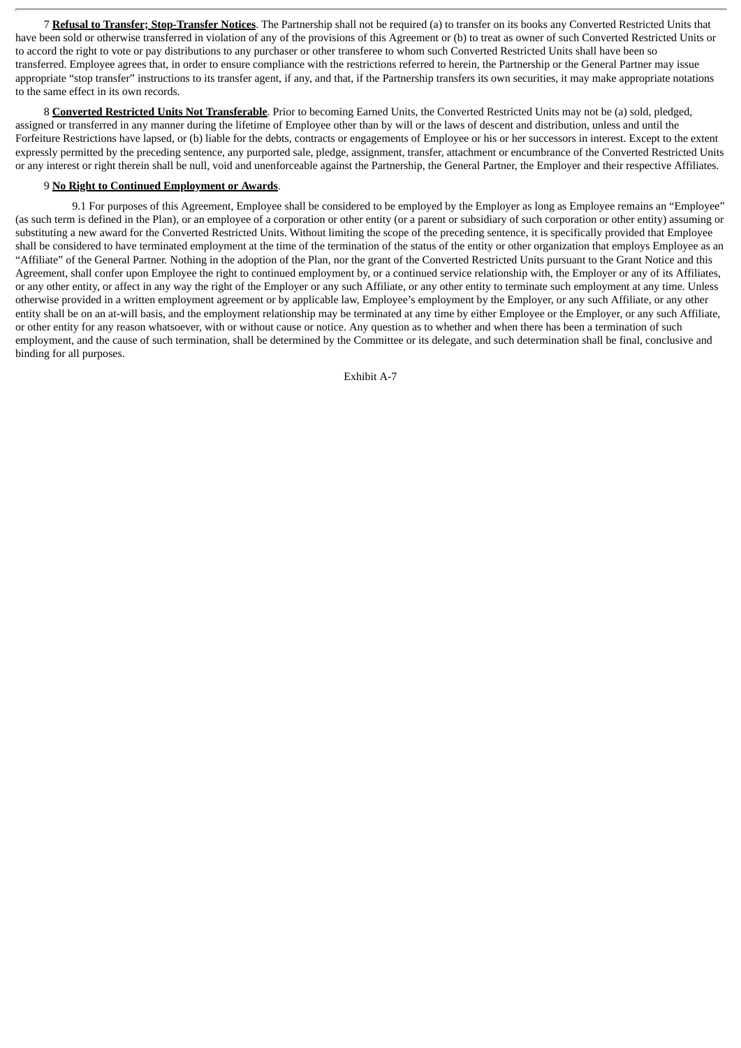7 **Refusal to Transfer; Stop-Transfer Notices**. The Partnership shall not be required (a) to transfer on its books any Converted Restricted Units that have been sold or otherwise transferred in violation of any of the provisions of this Agreement or (b) to treat as owner of such Converted Restricted Units or to accord the right to vote or pay distributions to any purchaser or other transferee to whom such Converted Restricted Units shall have been so transferred. Employee agrees that, in order to ensure compliance with the restrictions referred to herein, the Partnership or the General Partner may issue appropriate "stop transfer" instructions to its transfer agent, if any, and that, if the Partnership transfers its own securities, it may make appropriate notations to the same effect in its own records.

8 **Converted Restricted Units Not Transferable**. Prior to becoming Earned Units, the Converted Restricted Units may not be (a) sold, pledged, assigned or transferred in any manner during the lifetime of Employee other than by will or the laws of descent and distribution, unless and until the Forfeiture Restrictions have lapsed, or (b) liable for the debts, contracts or engagements of Employee or his or her successors in interest. Except to the extent expressly permitted by the preceding sentence, any purported sale, pledge, assignment, transfer, attachment or encumbrance of the Converted Restricted Units or any interest or right therein shall be null, void and unenforceable against the Partnership, the General Partner, the Employer and their respective Affiliates.

9 **No Right to Continued Employment or Awards**.

9.1 For purposes of this Agreement, Employee shall be considered to be employed by the Employer as long as Employee remains an "Employee" (as such term is defined in the Plan), or an employee of a corporation or other entity (or a parent or subsidiary of such corporation or other entity) assuming or substituting a new award for the Converted Restricted Units. Without limiting the scope of the preceding sentence, it is specifically provided that Employee shall be considered to have terminated employment at the time of the termination of the status of the entity or other organization that employs Employee as an "Affiliate" of the General Partner. Nothing in the adoption of the Plan, nor the grant of the Converted Restricted Units pursuant to the Grant Notice and this Agreement, shall confer upon Employee the right to continued employment by, or a continued service relationship with, the Employer or any of its Affiliates, or any other entity, or affect in any way the right of the Employer or any such Affiliate, or any other entity to terminate such employment at any time. Unless otherwise provided in a written employment agreement or by applicable law, Employee's employment by the Employer, or any such Affiliate, or any other entity shall be on an at-will basis, and the employment relationship may be terminated at any time by either Employee or the Employer, or any such Affiliate, or other entity for any reason whatsoever, with or without cause or notice. Any question as to whether and when there has been a termination of such employment, and the cause of such termination, shall be determined by the Committee or its delegate, and such determination shall be final, conclusive and binding for all purposes.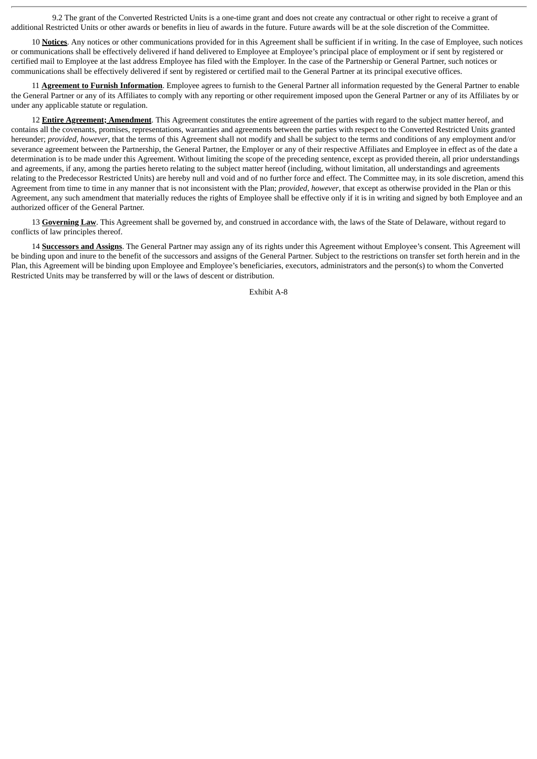9.2 The grant of the Converted Restricted Units is a one-time grant and does not create any contractual or other right to receive a grant of additional Restricted Units or other awards or benefits in lieu of awards in the future. Future awards will be at the sole discretion of the Committee.

10 **Notices**. Any notices or other communications provided for in this Agreement shall be sufficient if in writing. In the case of Employee, such notices or communications shall be effectively delivered if hand delivered to Employee at Employee's principal place of employment or if sent by registered or certified mail to Employee at the last address Employee has filed with the Employer. In the case of the Partnership or General Partner, such notices or communications shall be effectively delivered if sent by registered or certified mail to the General Partner at its principal executive offices.

11 **Agreement to Furnish Information**. Employee agrees to furnish to the General Partner all information requested by the General Partner to enable the General Partner or any of its Affiliates to comply with any reporting or other requirement imposed upon the General Partner or any of its Affiliates by or under any applicable statute or regulation.

12 **Entire Agreement; Amendment**. This Agreement constitutes the entire agreement of the parties with regard to the subject matter hereof, and contains all the covenants, promises, representations, warranties and agreements between the parties with respect to the Converted Restricted Units granted hereunder; *provided, however*, that the terms of this Agreement shall not modify and shall be subject to the terms and conditions of any employment and/or severance agreement between the Partnership, the General Partner, the Employer or any of their respective Affiliates and Employee in effect as of the date a determination is to be made under this Agreement. Without limiting the scope of the preceding sentence, except as provided therein, all prior understandings and agreements, if any, among the parties hereto relating to the subject matter hereof (including, without limitation, all understandings and agreements relating to the Predecessor Restricted Units) are hereby null and void and of no further force and effect. The Committee may, in its sole discretion, amend this Agreement from time to time in any manner that is not inconsistent with the Plan; *provided, however*, that except as otherwise provided in the Plan or this Agreement, any such amendment that materially reduces the rights of Employee shall be effective only if it is in writing and signed by both Employee and an authorized officer of the General Partner.

13 **Governing Law**. This Agreement shall be governed by, and construed in accordance with, the laws of the State of Delaware, without regard to conflicts of law principles thereof.

14 **Successors and Assigns**. The General Partner may assign any of its rights under this Agreement without Employee's consent. This Agreement will be binding upon and inure to the benefit of the successors and assigns of the General Partner. Subject to the restrictions on transfer set forth herein and in the Plan, this Agreement will be binding upon Employee and Employee's beneficiaries, executors, administrators and the person(s) to whom the Converted Restricted Units may be transferred by will or the laws of descent or distribution.

Exhibit A-8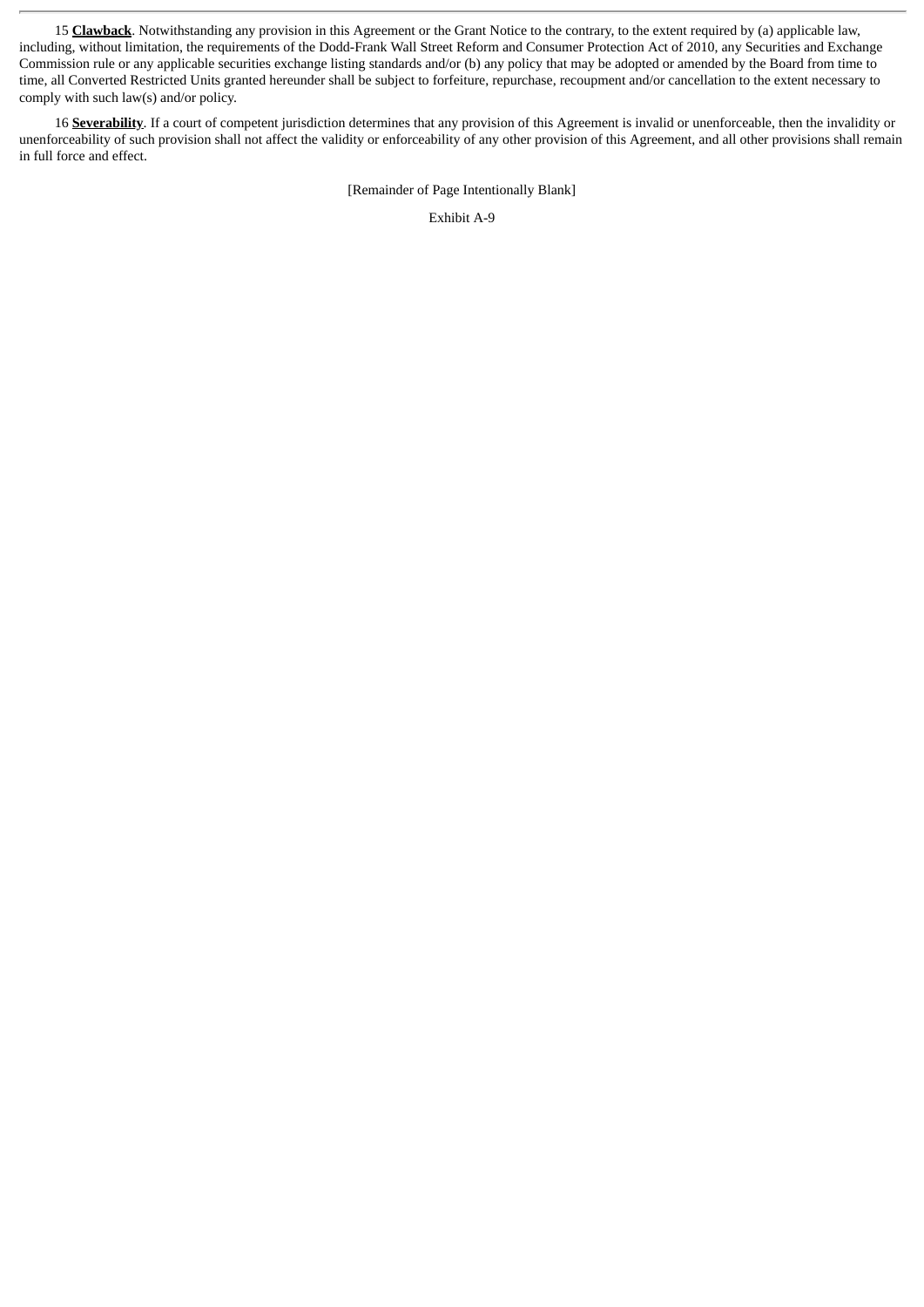15 **Clawback**. Notwithstanding any provision in this Agreement or the Grant Notice to the contrary, to the extent required by (a) applicable law, including, without limitation, the requirements of the Dodd-Frank Wall Street Reform and Consumer Protection Act of 2010, any Securities and Exchange Commission rule or any applicable securities exchange listing standards and/or (b) any policy that may be adopted or amended by the Board from time to time, all Converted Restricted Units granted hereunder shall be subject to forfeiture, repurchase, recoupment and/or cancellation to the extent necessary to comply with such law(s) and/or policy.

16 **Severability**. If a court of competent jurisdiction determines that any provision of this Agreement is invalid or unenforceable, then the invalidity or unenforceability of such provision shall not affect the validity or enforceability of any other provision of this Agreement, and all other provisions shall remain in full force and effect.

[Remainder of Page Intentionally Blank]

Exhibit A-9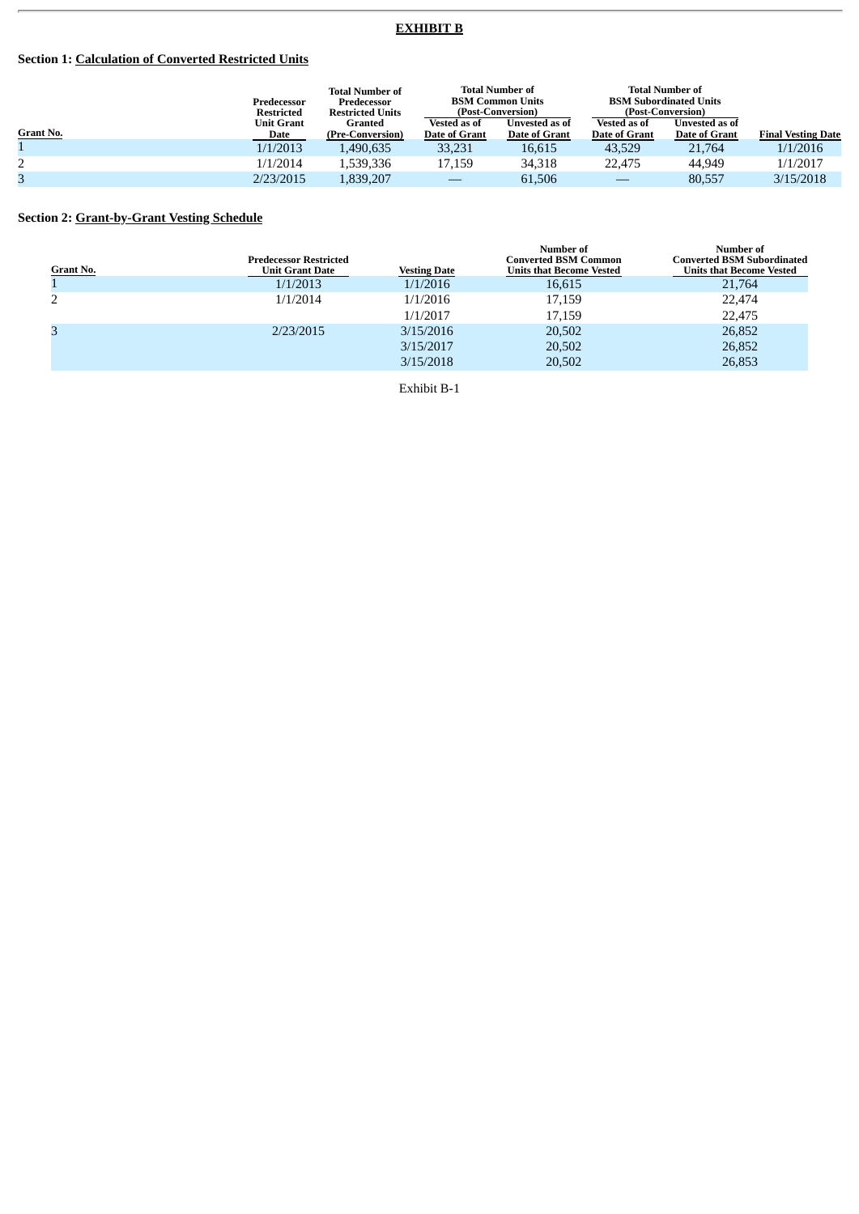# EXHIBIT B

## Section 1: Calculation of Converted Restricted Units

| Grant No. | Predecessor Restricted Unit Grant Date | Total Number of Predecessor Restricted Units Granted (Pre-Conversion) | Total Number of BSM Common Units (Post-Conversion) | | Total Number of BSM Subordinated Units (Post-Conversion) | | Final Vesting Date |
|---|---|---|---|---|---|---|---|
| | | | Vested as of Date of Grant | Unvested as of Date of Grant | Vested as of Date of Grant | Unvested as of Date of Grant | |
| 1 | 1/1/2013 | 1,490,635 | 33,231 | 16,615 | 43,529 | 21,764 | 1/1/2016 |
| 2 | 1/1/2014 | 1,539,336 | 17,159 | 34,318 | 22,475 | 44,949 | 1/1/2017 |
| 3 | 2/23/2015 | 1,839,207 | — | 61,506 | — | 80,557 | 3/15/2018 |

## Section 2: Grant-by-Grant Vesting Schedule

| Grant No. | Predecessor Restricted Unit Grant Date | Vesting Date | Number of Converted BSM Common Units that Become Vested | Number of Converted BSM Subordinated Units that Become Vested |
|---|---|---|---|---|
| 1 | 1/1/2013 | 1/1/2016 | 16,615 | 21,764 |
| 2 | 1/1/2014 | 1/1/2016 | 17,159 | 22,474 |
| | | 1/1/2017 | 17,159 | 22,475 |
| 3 | 2/23/2015 | 3/15/2016 | 20,502 | 26,852 |
| | | 3/15/2017 | 20,502 | 26,852 |
| | | 3/15/2018 | 20,502 | 26,853 |

Exhibit B-1